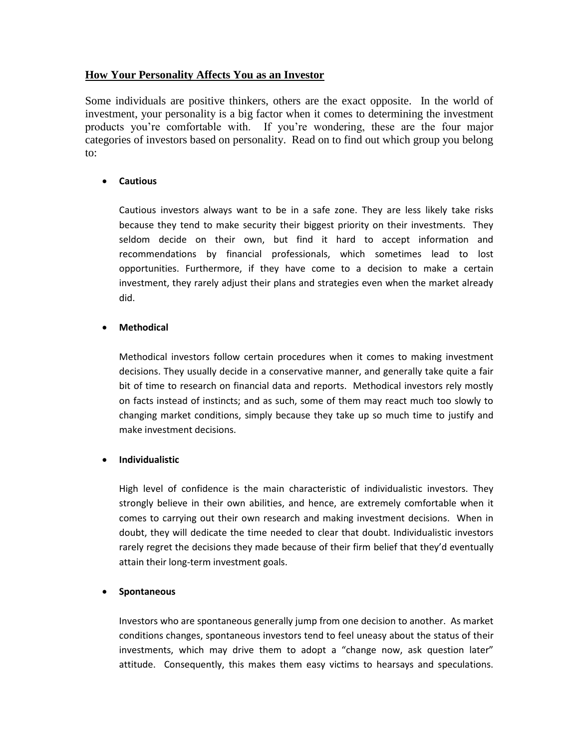## How Your Personality Affects You as an Investor

Some individuals are positive thinkers, others are the exact opposite. In the world of investment, your personality is a big factor when it comes to determining the investment products you're comfortable with. If you're wondering, these are the four major categories of investors based on personality. Read on to find out which group you belong to:

- **Cautious**

  Cautious investors always want to be in a safe zone. They are less likely take risks because they tend to make security their biggest priority on their investments. They seldom decide on their own, but find it hard to accept information and recommendations by financial professionals, which sometimes lead to lost opportunities. Furthermore, if they have come to a decision to make a certain investment, they rarely adjust their plans and strategies even when the market already did.

- **Methodical**

  Methodical investors follow certain procedures when it comes to making investment decisions. They usually decide in a conservative manner, and generally take quite a fair bit of time to research on financial data and reports. Methodical investors rely mostly on facts instead of instincts; and as such, some of them may react much too slowly to changing market conditions, simply because they take up so much time to justify and make investment decisions.

- **Individualistic**

  High level of confidence is the main characteristic of individualistic investors. They strongly believe in their own abilities, and hence, are extremely comfortable when it comes to carrying out their own research and making investment decisions. When in doubt, they will dedicate the time needed to clear that doubt. Individualistic investors rarely regret the decisions they made because of their firm belief that they'd eventually attain their long-term investment goals.

- **Spontaneous**

  Investors who are spontaneous generally jump from one decision to another. As market conditions changes, spontaneous investors tend to feel uneasy about the status of their investments, which may drive them to adopt a "change now, ask question later" attitude. Consequently, this makes them easy victims to hearsays and speculations.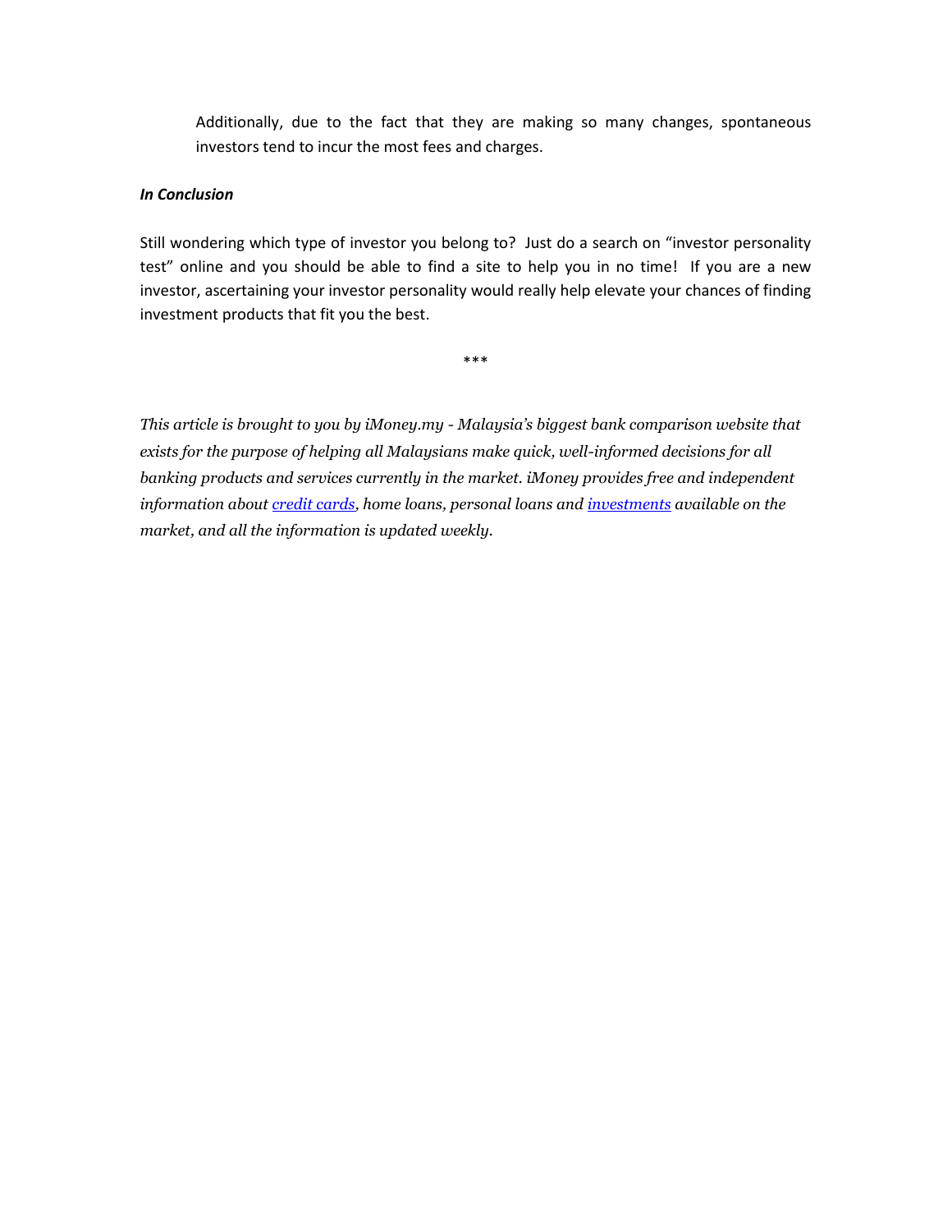Additionally, due to the fact that they are making so many changes, spontaneous investors tend to incur the most fees and charges.

***In Conclusion***

Still wondering which type of investor you belong to? Just do a search on "investor personality test" online and you should be able to find a site to help you in no time! If you are a new investor, ascertaining your investor personality would really help elevate your chances of finding investment products that fit you the best.

***

*This article is brought to you by iMoney.my - Malaysia's biggest bank comparison website that exists for the purpose of helping all Malaysians make quick, well-informed decisions for all banking products and services currently in the market. iMoney provides free and independent information about credit cards, home loans, personal loans and investments available on the market, and all the information is updated weekly.*